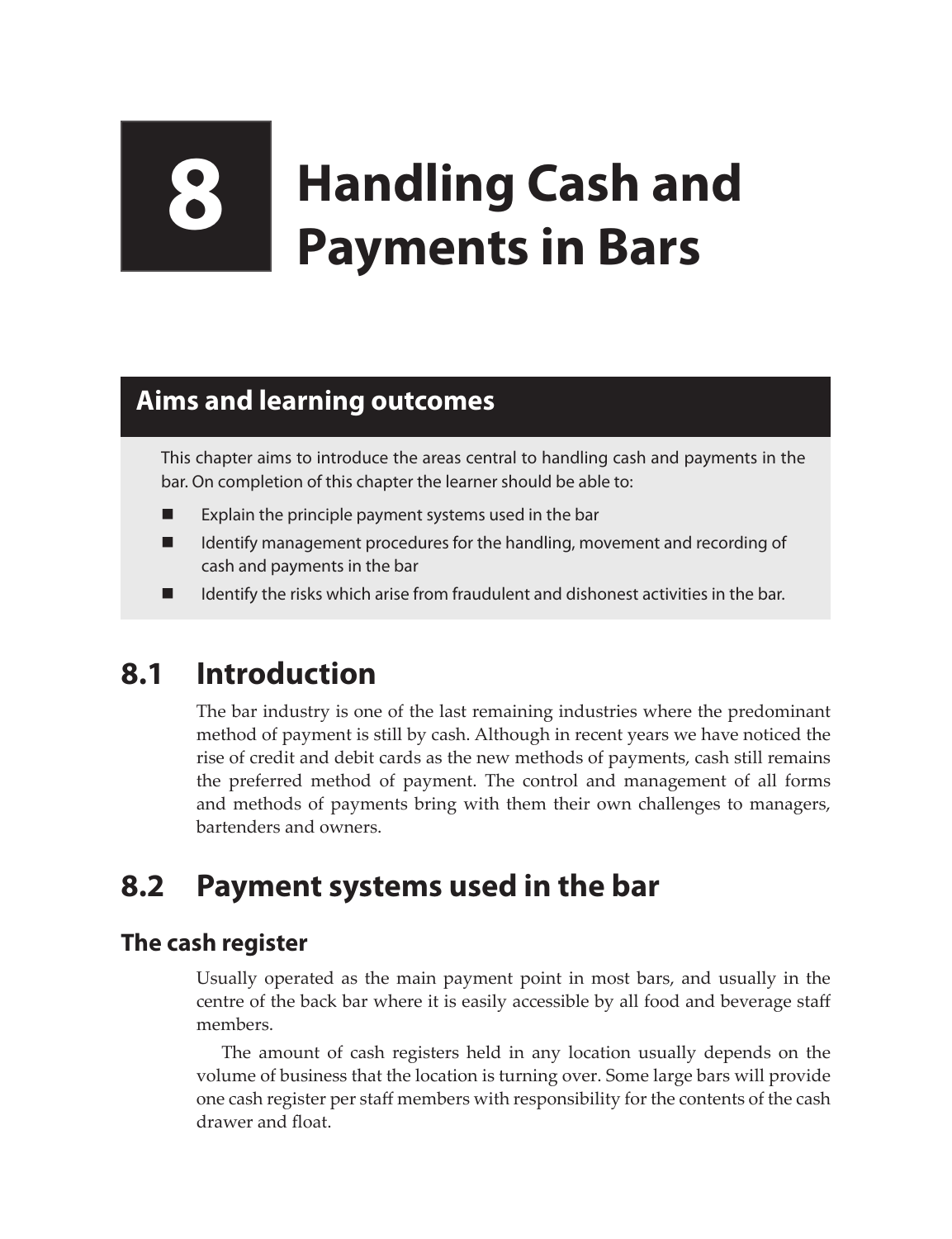# 8 Handling Cash and Payments in Bars

## Aims and learning outcomes

This chapter aims to introduce the areas central to handling cash and payments in the bar. On completion of this chapter the learner should be able to:

- Explain the principle payment systems used in the bar
- Identify management procedures for the handling, movement and recording of cash and payments in the bar
- Identify the risks which arise from fraudulent and dishonest activities in the bar.

## 8.1 Introduction

The bar industry is one of the last remaining industries where the predominant method of payment is still by cash. Although in recent years we have noticed the rise of credit and debit cards as the new methods of payments, cash still remains the preferred method of payment. The control and management of all forms and methods of payments bring with them their own challenges to managers, bartenders and owners.

## 8.2 Payment systems used in the bar

### The cash register

Usually operated as the main payment point in most bars, and usually in the centre of the back bar where it is easily accessible by all food and beverage staff members.

The amount of cash registers held in any location usually depends on the volume of business that the location is turning over. Some large bars will provide one cash register per staff members with responsibility for the contents of the cash drawer and float.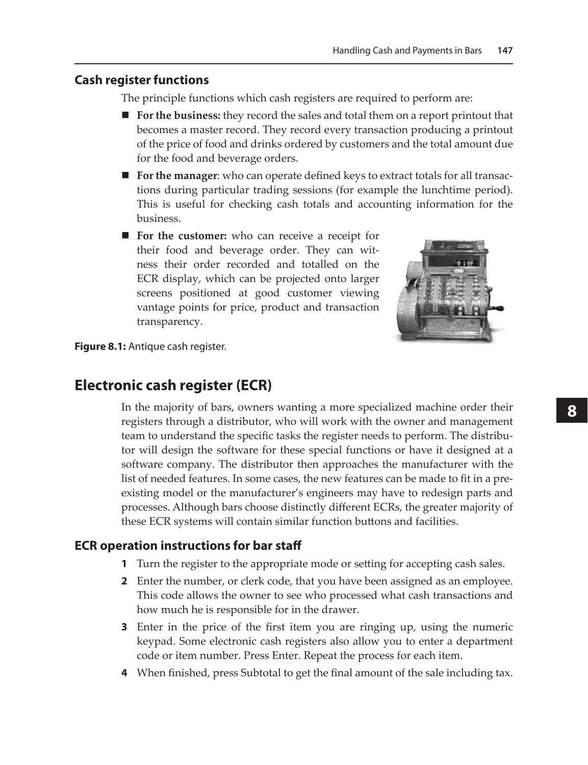## Cash register functions

The principle functions which cash registers are required to perform are:

- **For the business:** they record the sales and total them on a report printout that becomes a master record. They record every transaction producing a printout of the price of food and drinks ordered by customers and the total amount due for the food and beverage orders.
- **For the manager**: who can operate defined keys to extract totals for all transactions during particular trading sessions (for example the lunchtime period). This is useful for checking cash totals and accounting information for the business.
- **For the customer:** who can receive a receipt for their food and beverage order. They can witness their order recorded and totalled on the ECR display, which can be projected onto larger screens positioned at good customer viewing vantage points for price, product and transaction transparency.

**Figure 8.1:** Antique cash register.

# Electronic cash register (ECR)

In the majority of bars, owners wanting a more specialized machine order their registers through a distributor, who will work with the owner and management team to understand the specific tasks the register needs to perform. The distributor will design the software for these special functions or have it designed at a software company. The distributor then approaches the manufacturer with the list of needed features. In some cases, the new features can be made to fit in a pre-existing model or the manufacturer's engineers may have to redesign parts and processes. Although bars choose distinctly different ECRs, the greater majority of these ECR systems will contain similar function buttons and facilities.

## ECR operation instructions for bar staff

1. Turn the register to the appropriate mode or setting for accepting cash sales.
2. Enter the number, or clerk code, that you have been assigned as an employee. This code allows the owner to see who processed what cash transactions and how much he is responsible for in the drawer.
3. Enter in the price of the first item you are ringing up, using the numeric keypad. Some electronic cash registers also allow you to enter a department code or item number. Press Enter. Repeat the process for each item.
4. When finished, press Subtotal to get the final amount of the sale including tax.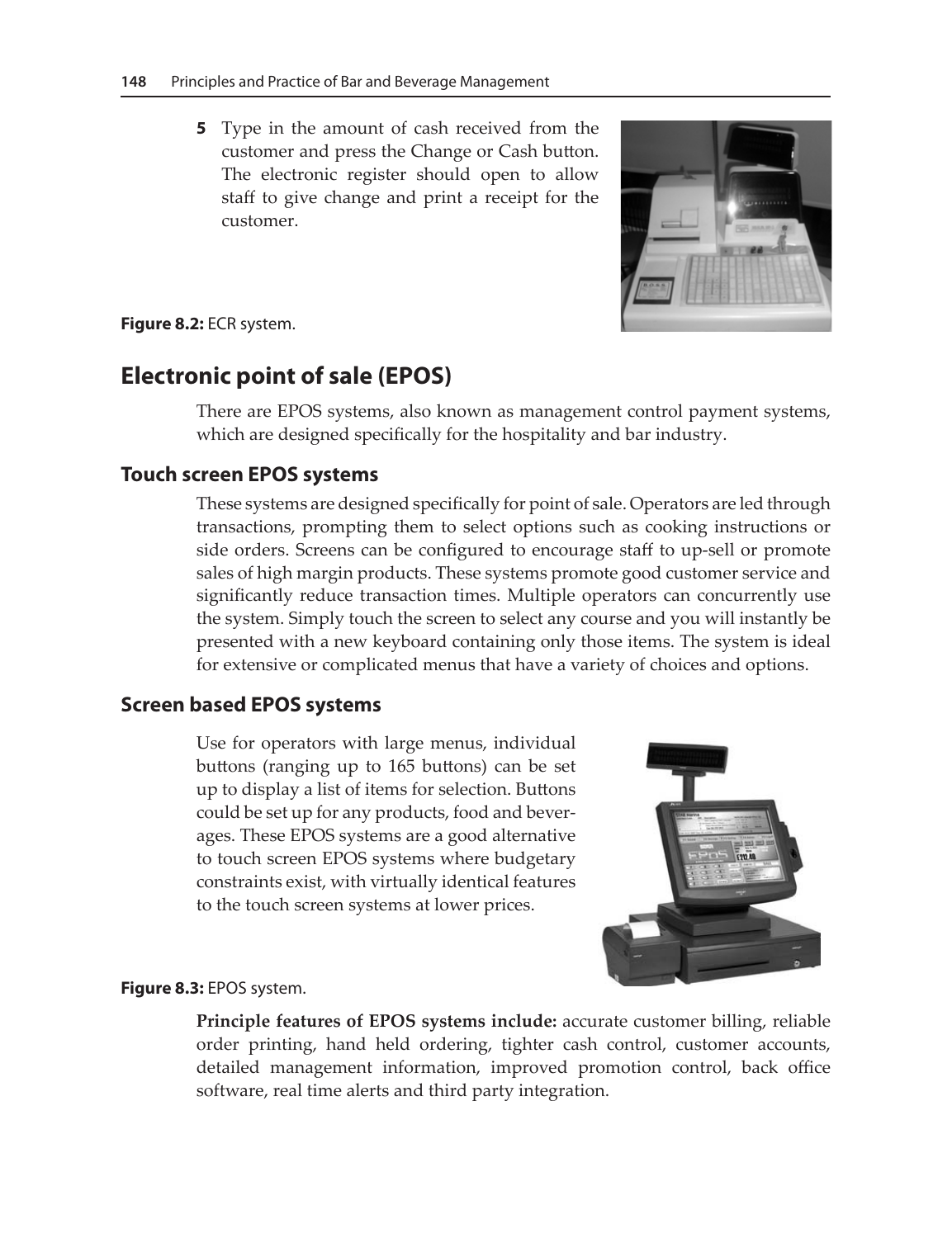5 Type in the amount of cash received from the customer and press the Change or Cash button. The electronic register should open to allow staff to give change and print a receipt for the customer.

**Figure 8.2:** ECR system.

## Electronic point of sale (EPOS)

There are EPOS systems, also known as management control payment systems, which are designed specifically for the hospitality and bar industry.

### Touch screen EPOS systems

These systems are designed specifically for point of sale. Operators are led through transactions, prompting them to select options such as cooking instructions or side orders. Screens can be configured to encourage staff to up-sell or promote sales of high margin products. These systems promote good customer service and significantly reduce transaction times. Multiple operators can concurrently use the system. Simply touch the screen to select any course and you will instantly be presented with a new keyboard containing only those items. The system is ideal for extensive or complicated menus that have a variety of choices and options.

### Screen based EPOS systems

Use for operators with large menus, individual buttons (ranging up to 165 buttons) can be set up to display a list of items for selection. Buttons could be set up for any products, food and beverages. These EPOS systems are a good alternative to touch screen EPOS systems where budgetary constraints exist, with virtually identical features to the touch screen systems at lower prices.

**Figure 8.3:** EPOS system.

**Principle features of EPOS systems include:** accurate customer billing, reliable order printing, hand held ordering, tighter cash control, customer accounts, detailed management information, improved promotion control, back office software, real time alerts and third party integration.